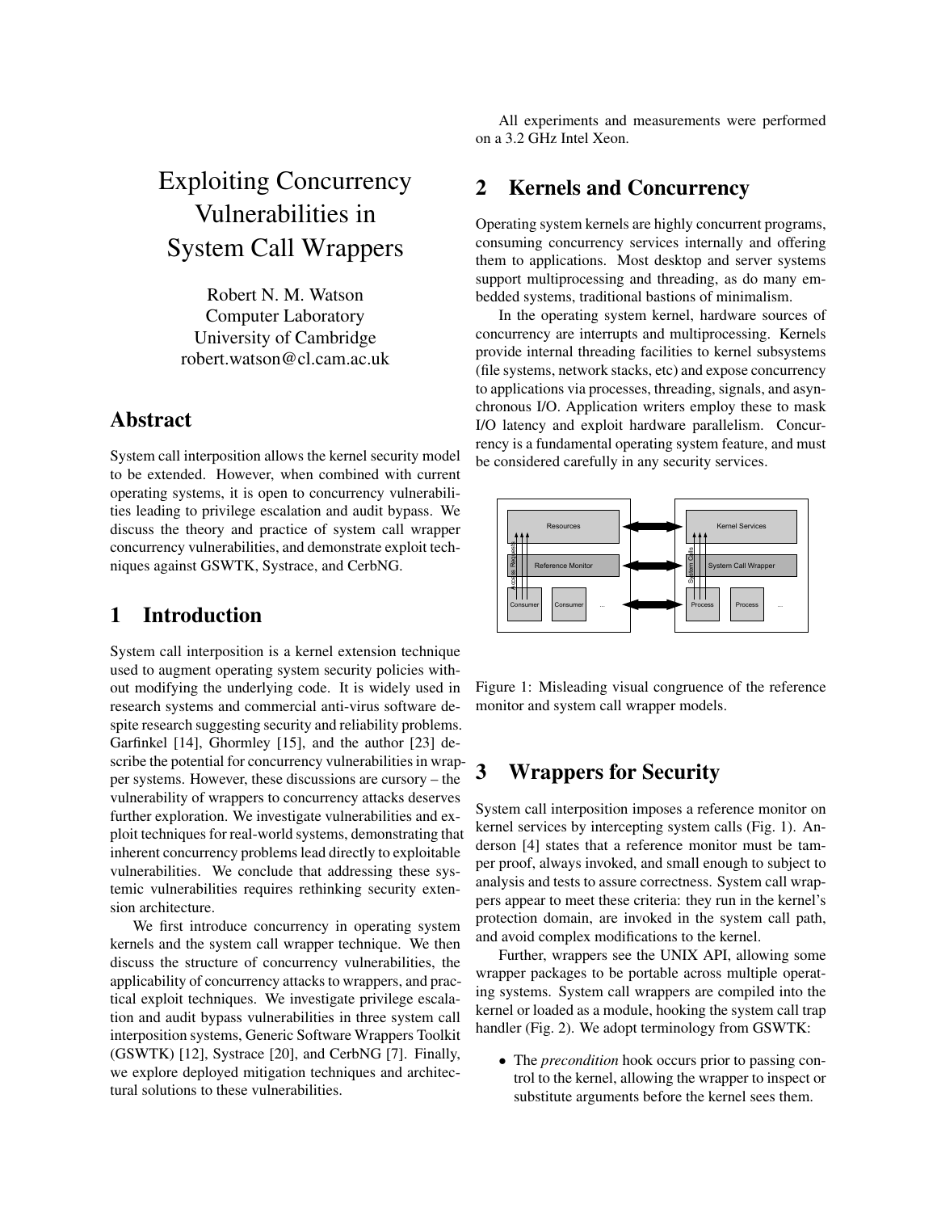# Exploiting Concurrency Vulnerabilities in System Call Wrappers

Robert N. M. Watson
Computer Laboratory
University of Cambridge
robert.watson@cl.cam.ac.uk

## Abstract

System call interposition allows the kernel security model to be extended. However, when combined with current operating systems, it is open to concurrency vulnerabilities leading to privilege escalation and audit bypass. We discuss the theory and practice of system call wrapper concurrency vulnerabilities, and demonstrate exploit techniques against GSWTK, Systrace, and CerbNG.

## 1 Introduction

System call interposition is a kernel extension technique used to augment operating system security policies without modifying the underlying code. It is widely used in research systems and commercial anti-virus software despite research suggesting security and reliability problems. Garfinkel [14], Ghormley [15], and the author [23] describe the potential for concurrency vulnerabilities in wrapper systems. However, these discussions are cursory – the vulnerability of wrappers to concurrency attacks deserves further exploration. We investigate vulnerabilities and exploit techniques for real-world systems, demonstrating that inherent concurrency problems lead directly to exploitable vulnerabilities. We conclude that addressing these systemic vulnerabilities requires rethinking security extension architecture.

We first introduce concurrency in operating system kernels and the system call wrapper technique. We then discuss the structure of concurrency vulnerabilities, the applicability of concurrency attacks to wrappers, and practical exploit techniques. We investigate privilege escalation and audit bypass vulnerabilities in three system call interposition systems, Generic Software Wrappers Toolkit (GSWTK) [12], Systrace [20], and CerbNG [7]. Finally, we explore deployed mitigation techniques and architectural solutions to these vulnerabilities.

All experiments and measurements were performed on a 3.2 GHz Intel Xeon.

## 2 Kernels and Concurrency

Operating system kernels are highly concurrent programs, consuming concurrency services internally and offering them to applications. Most desktop and server systems support multiprocessing and threading, as do many embedded systems, traditional bastions of minimalism.

In the operating system kernel, hardware sources of concurrency are interrupts and multiprocessing. Kernels provide internal threading facilities to kernel subsystems (file systems, network stacks, etc) and expose concurrency to applications via processes, threading, signals, and asynchronous I/O. Application writers employ these to mask I/O latency and exploit hardware parallelism. Concurrency is a fundamental operating system feature, and must be considered carefully in any security services.

Figure 1: Misleading visual congruence of the reference monitor and system call wrapper models.

## 3 Wrappers for Security

System call interposition imposes a reference monitor on kernel services by intercepting system calls (Fig. 1). Anderson [4] states that a reference monitor must be tamper proof, always invoked, and small enough to subject to analysis and tests to assure correctness. System call wrappers appear to meet these criteria: they run in the kernel's protection domain, are invoked in the system call path, and avoid complex modifications to the kernel.

Further, wrappers see the UNIX API, allowing some wrapper packages to be portable across multiple operating systems. System call wrappers are compiled into the kernel or loaded as a module, hooking the system call trap handler (Fig. 2). We adopt terminology from GSWTK:

- The *precondition* hook occurs prior to passing control to the kernel, allowing the wrapper to inspect or substitute arguments before the kernel sees them.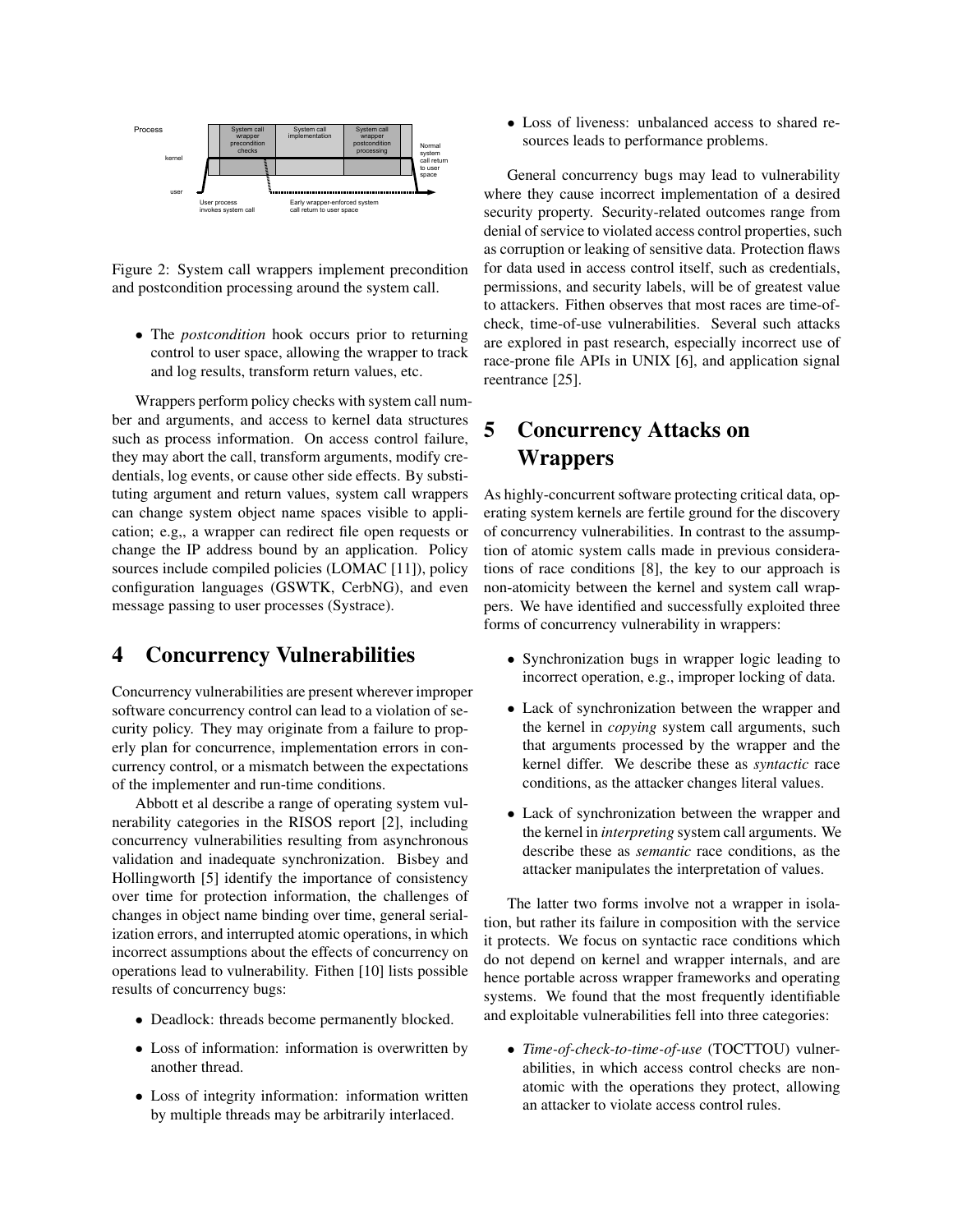Figure 2: System call wrappers implement precondition and postcondition processing around the system call.

- The *postcondition* hook occurs prior to returning control to user space, allowing the wrapper to track and log results, transform return values, etc.

Wrappers perform policy checks with system call number and arguments, and access to kernel data structures such as process information. On access control failure, they may abort the call, transform arguments, modify credentials, log events, or cause other side effects. By substituting argument and return values, system call wrappers can change system object name spaces visible to application; e.g.,, a wrapper can redirect file open requests or change the IP address bound by an application. Policy sources include compiled policies (LOMAC [11]), policy configuration languages (GSWTK, CerbNG), and even message passing to user processes (Systrace).

# 4 Concurrency Vulnerabilities

Concurrency vulnerabilities are present wherever improper software concurrency control can lead to a violation of security policy. They may originate from a failure to properly plan for concurrence, implementation errors in concurrency control, or a mismatch between the expectations of the implementer and run-time conditions.

Abbott et al describe a range of operating system vulnerability categories in the RISOS report [2], including concurrency vulnerabilities resulting from asynchronous validation and inadequate synchronization. Bisbey and Hollingworth [5] identify the importance of consistency over time for protection information, the challenges of changes in object name binding over time, general serialization errors, and interrupted atomic operations, in which incorrect assumptions about the effects of concurrency on operations lead to vulnerability. Fithen [10] lists possible results of concurrency bugs:

- Deadlock: threads become permanently blocked.
- Loss of information: information is overwritten by another thread.
- Loss of integrity information: information written by multiple threads may be arbitrarily interlaced.
- Loss of liveness: unbalanced access to shared resources leads to performance problems.

General concurrency bugs may lead to vulnerability where they cause incorrect implementation of a desired security property. Security-related outcomes range from denial of service to violated access control properties, such as corruption or leaking of sensitive data. Protection flaws for data used in access control itself, such as credentials, permissions, and security labels, will be of greatest value to attackers. Fithen observes that most races are time-of-check, time-of-use vulnerabilities. Several such attacks are explored in past research, especially incorrect use of race-prone file APIs in UNIX [6], and application signal reentrance [25].

# 5 Concurrency Attacks on Wrappers

As highly-concurrent software protecting critical data, operating system kernels are fertile ground for the discovery of concurrency vulnerabilities. In contrast to the assumption of atomic system calls made in previous considerations of race conditions [8], the key to our approach is non-atomicity between the kernel and system call wrappers. We have identified and successfully exploited three forms of concurrency vulnerability in wrappers:

- Synchronization bugs in wrapper logic leading to incorrect operation, e.g., improper locking of data.
- Lack of synchronization between the wrapper and the kernel in *copying* system call arguments, such that arguments processed by the wrapper and the kernel differ. We describe these as *syntactic* race conditions, as the attacker changes literal values.
- Lack of synchronization between the wrapper and the kernel in *interpreting* system call arguments. We describe these as *semantic* race conditions, as the attacker manipulates the interpretation of values.

The latter two forms involve not a wrapper in isolation, but rather its failure in composition with the service it protects. We focus on syntactic race conditions which do not depend on kernel and wrapper internals, and are hence portable across wrapper frameworks and operating systems. We found that the most frequently identifiable and exploitable vulnerabilities fell into three categories:

- *Time-of-check-to-time-of-use* (TOCTTOU) vulnerabilities, in which access control checks are non-atomic with the operations they protect, allowing an attacker to violate access control rules.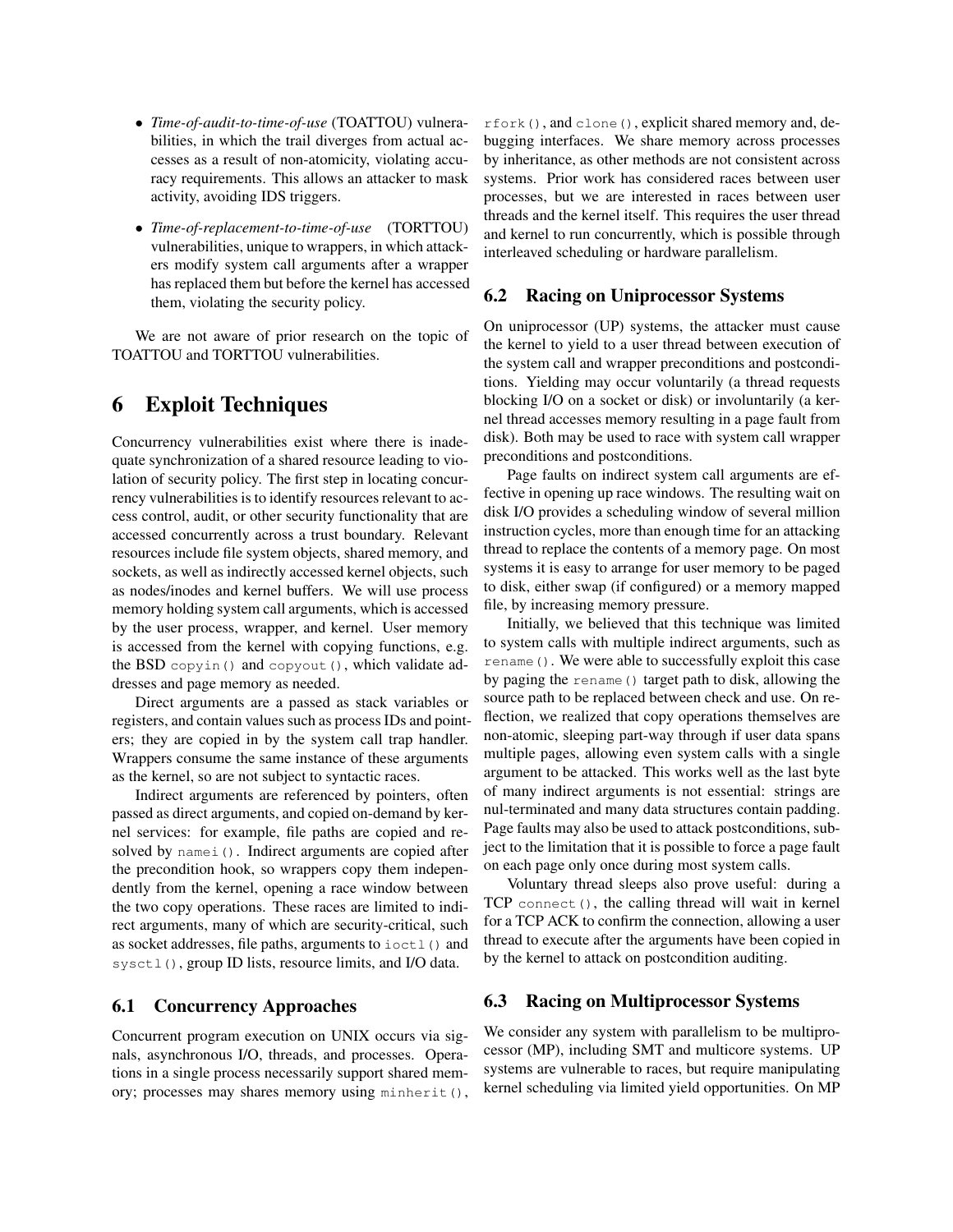- *Time-of-audit-to-time-of-use* (TOATTOU) vulnerabilities, in which the trail diverges from actual accesses as a result of non-atomicity, violating accuracy requirements. This allows an attacker to mask activity, avoiding IDS triggers.
- *Time-of-replacement-to-time-of-use* (TORTTOU) vulnerabilities, unique to wrappers, in which attackers modify system call arguments after a wrapper has replaced them but before the kernel has accessed them, violating the security policy.

We are not aware of prior research on the topic of TOATTOU and TORTTOU vulnerabilities.

# 6 Exploit Techniques

Concurrency vulnerabilities exist where there is inadequate synchronization of a shared resource leading to violation of security policy. The first step in locating concurrency vulnerabilities is to identify resources relevant to access control, audit, or other security functionality that are accessed concurrently across a trust boundary. Relevant resources include file system objects, shared memory, and sockets, as well as indirectly accessed kernel objects, such as nodes/inodes and kernel buffers. We will use process memory holding system call arguments, which is accessed by the user process, wrapper, and kernel. User memory is accessed from the kernel with copying functions, e.g. the BSD `copyin()` and `copyout()`, which validate addresses and page memory as needed.

Direct arguments are a passed as stack variables or registers, and contain values such as process IDs and pointers; they are copied in by the system call trap handler. Wrappers consume the same instance of these arguments as the kernel, so are not subject to syntactic races.

Indirect arguments are referenced by pointers, often passed as direct arguments, and copied on-demand by kernel services: for example, file paths are copied and resolved by `namei()`. Indirect arguments are copied after the precondition hook, so wrappers copy them independently from the kernel, opening a race window between the two copy operations. These races are limited to indirect arguments, many of which are security-critical, such as socket addresses, file paths, arguments to `ioctl()` and `sysctl()`, group ID lists, resource limits, and I/O data.

## 6.1 Concurrency Approaches

Concurrent program execution on UNIX occurs via signals, asynchronous I/O, threads, and processes. Operations in a single process necessarily support shared memory; processes may shares memory using `minherit()`, `rfork()`, and `clone()`, explicit shared memory and, debugging interfaces. We share memory across processes by inheritance, as other methods are not consistent across systems. Prior work has considered races between user processes, but we are interested in races between user threads and the kernel itself. This requires the user thread and kernel to run concurrently, which is possible through interleaved scheduling or hardware parallelism.

## 6.2 Racing on Uniprocessor Systems

On uniprocessor (UP) systems, the attacker must cause the kernel to yield to a user thread between execution of the system call and wrapper preconditions and postconditions. Yielding may occur voluntarily (a thread requests blocking I/O on a socket or disk) or involuntarily (a kernel thread accesses memory resulting in a page fault from disk). Both may be used to race with system call wrapper preconditions and postconditions.

Page faults on indirect system call arguments are effective in opening up race windows. The resulting wait on disk I/O provides a scheduling window of several million instruction cycles, more than enough time for an attacking thread to replace the contents of a memory page. On most systems it is easy to arrange for user memory to be paged to disk, either swap (if configured) or a memory mapped file, by increasing memory pressure.

Initially, we believed that this technique was limited to system calls with multiple indirect arguments, such as `rename()`. We were able to successfully exploit this case by paging the `rename()` target path to disk, allowing the source path to be replaced between check and use. On reflection, we realized that copy operations themselves are non-atomic, sleeping part-way through if user data spans multiple pages, allowing even system calls with a single argument to be attacked. This works well as the last byte of many indirect arguments is not essential: strings are nul-terminated and many data structures contain padding. Page faults may also be used to attack postconditions, subject to the limitation that it is possible to force a page fault on each page only once during most system calls.

Voluntary thread sleeps also prove useful: during a TCP `connect()`, the calling thread will wait in kernel for a TCP ACK to confirm the connection, allowing a user thread to execute after the arguments have been copied in by the kernel to attack on postcondition auditing.

## 6.3 Racing on Multiprocessor Systems

We consider any system with parallelism to be multiprocessor (MP), including SMT and multicore systems. UP systems are vulnerable to races, but require manipulating kernel scheduling via limited yield opportunities. On MP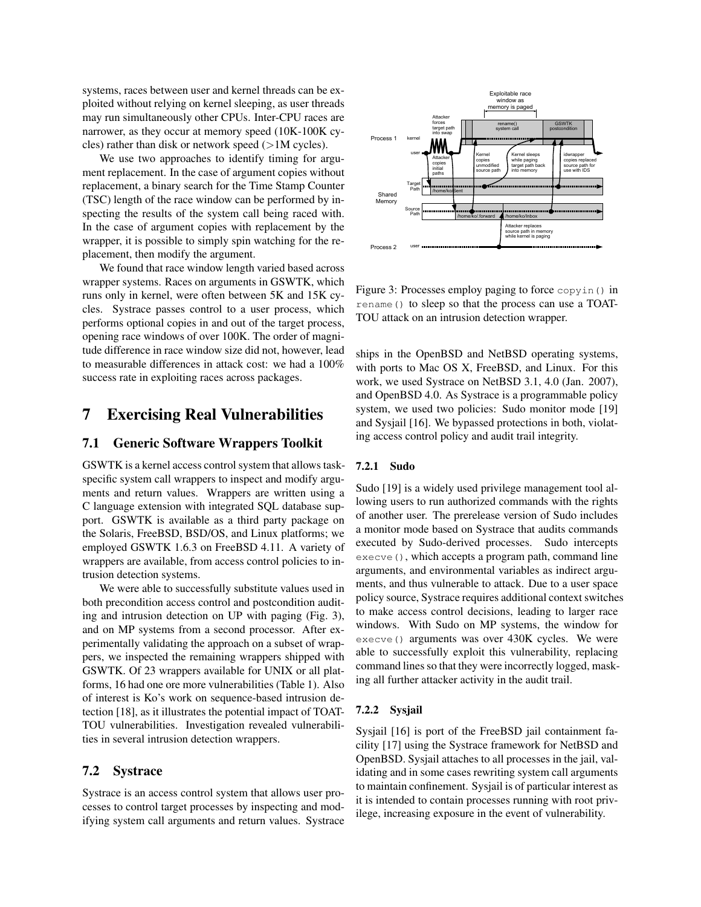systems, races between user and kernel threads can be exploited without relying on kernel sleeping, as user threads may run simultaneously other CPUs. Inter-CPU races are narrower, as they occur at memory speed (10K-100K cycles) rather than disk or network speed (>1M cycles).

We use two approaches to identify timing for argument replacement. In the case of argument copies without replacement, a binary search for the Time Stamp Counter (TSC) length of the race window can be performed by inspecting the results of the system call being raced with. In the case of argument copies with replacement by the wrapper, it is possible to simply spin watching for the replacement, then modify the argument.

We found that race window length varied based across wrapper systems. Races on arguments in GSWTK, which runs only in kernel, were often between 5K and 15K cycles. Systrace passes control to a user process, which performs optional copies in and out of the target process, opening race windows of over 100K. The order of magnitude difference in race window size did not, however, lead to measurable differences in attack cost: we had a 100% success rate in exploiting races across packages.

# 7 Exercising Real Vulnerabilities

## 7.1 Generic Software Wrappers Toolkit

GSWTK is a kernel access control system that allows task-specific system call wrappers to inspect and modify arguments and return values. Wrappers are written using a C language extension with integrated SQL database support. GSWTK is available as a third party package on the Solaris, FreeBSD, BSD/OS, and Linux platforms; we employed GSWTK 1.6.3 on FreeBSD 4.11. A variety of wrappers are available, from access control policies to intrusion detection systems.

We were able to successfully substitute values used in both precondition access control and postcondition auditing and intrusion detection on UP with paging (Fig. 3), and on MP systems from a second processor. After experimentally validating the approach on a subset of wrappers, we inspected the remaining wrappers shipped with GSWTK. Of 23 wrappers available for UNIX or all platforms, 16 had one ore more vulnerabilities (Table 1). Also of interest is Ko's work on sequence-based intrusion detection [18], as it illustrates the potential impact of TOATTOU vulnerabilities. Investigation revealed vulnerabilities in several intrusion detection wrappers.

## 7.2 Systrace

Systrace is an access control system that allows user processes to control target processes by inspecting and modifying system call arguments and return values. Systrace ships in the OpenBSD and NetBSD operating systems, with ports to Mac OS X, FreeBSD, and Linux. For this work, we used Systrace on NetBSD 3.1, 4.0 (Jan. 2007), and OpenBSD 4.0. As Systrace is a programmable policy system, we used two policies: Sudo monitor mode [19] and Sysjail [16]. We bypassed protections in both, violating access control policy and audit trail integrity.

Figure 3: Processes employ paging to force `copyin()` in `rename()` to sleep so that the process can use a TOATTOU attack on an intrusion detection wrapper.

### 7.2.1 Sudo

Sudo [19] is a widely used privilege management tool allowing users to run authorized commands with the rights of another user. The prerelease version of Sudo includes a monitor mode based on Systrace that audits commands executed by Sudo-derived processes. Sudo intercepts `execve()`, which accepts a program path, command line arguments, and environmental variables as indirect arguments, and thus vulnerable to attack. Due to a user space policy source, Systrace requires additional context switches to make access control decisions, leading to larger race windows. With Sudo on MP systems, the window for `execve()` arguments was over 430K cycles. We were able to successfully exploit this vulnerability, replacing command lines so that they were incorrectly logged, masking all further attacker activity in the audit trail.

### 7.2.2 Sysjail

Sysjail [16] is port of the FreeBSD jail containment facility [17] using the Systrace framework for NetBSD and OpenBSD. Sysjail attaches to all processes in the jail, validating and in some cases rewriting system call arguments to maintain confinement. Sysjail is of particular interest as it is intended to contain processes running with root privilege, increasing exposure in the event of vulnerability.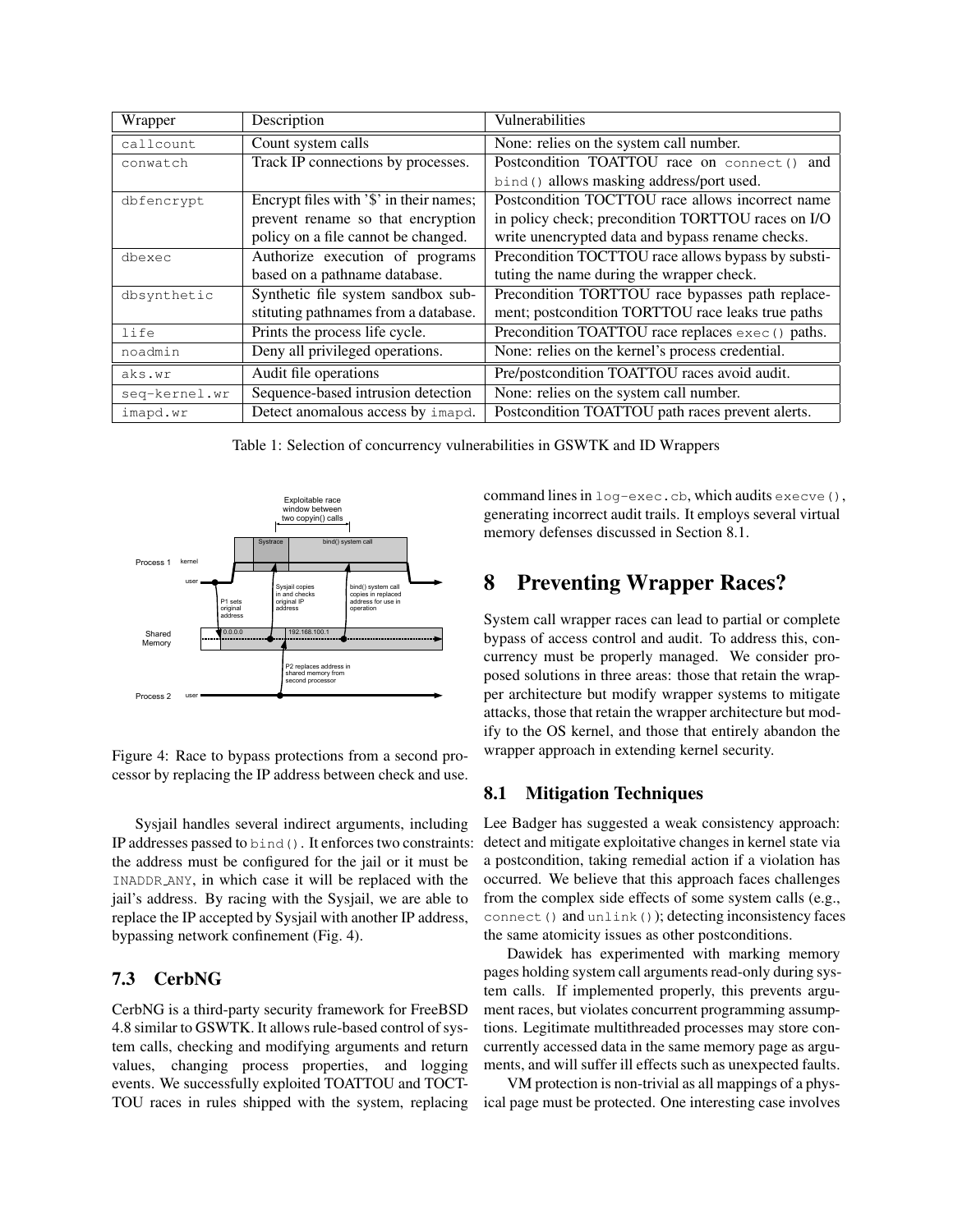| Wrapper | Description | Vulnerabilities |
| --- | --- | --- |
| `callcount` | Count system calls | None: relies on the system call number. |
| `conwatch` | Track IP connections by processes. | Postcondition TOATTOU race on `connect()` and `bind()` allows masking address/port used. |
| `dbfencrypt` | Encrypt files with '$' in their names; prevent rename so that encryption policy on a file cannot be changed. | Postcondition TOCTTOU race allows incorrect name in policy check; precondition TORTTOU races on I/O write unencrypted data and bypass rename checks. |
| `dbexec` | Authorize execution of programs based on a pathname database. | Precondition TOCTTOU race allows bypass by substituting the name during the wrapper check. |
| `dbsynthetic` | Synthetic file system sandbox substituting pathnames from a database. | Precondition TORTTOU race bypasses path replacement; postcondition TORTTOU race leaks true paths |
| `life` | Prints the process life cycle. | Precondition TOATTOU race replaces `exec()` paths. |
| `noadmin` | Deny all privileged operations. | None: relies on the kernel's process credential. |
| `aks.wr` | Audit file operations | Pre/postcondition TOATTOU races avoid audit. |
| `seq-kernel.wr` | Sequence-based intrusion detection | None: relies on the system call number. |
| `imapd.wr` | Detect anomalous access by `imapd`. | Postcondition TOATTOU path races prevent alerts. |

Table 1: Selection of concurrency vulnerabilities in GSWTK and ID Wrappers

Figure 4: Race to bypass protections from a second processor by replacing the IP address between check and use.

Sysjail handles several indirect arguments, including IP addresses passed to `bind()`. It enforces two constraints: the address must be configured for the jail or it must be INADDR_ANY, in which case it will be replaced with the jail's address. By racing with the Sysjail, we are able to replace the IP accepted by Sysjail with another IP address, bypassing network confinement (Fig. 4).

### 7.3 CerbNG

CerbNG is a third-party security framework for FreeBSD 4.8 similar to GSWTK. It allows rule-based control of system calls, checking and modifying arguments and return values, changing process properties, and logging events. We successfully exploited TOATTOU and TOCTTOU races in rules shipped with the system, replacing command lines in `log-exec.cb`, which audits `execve()`, generating incorrect audit trails. It employs several virtual memory defenses discussed in Section 8.1.

## 8 Preventing Wrapper Races?

System call wrapper races can lead to partial or complete bypass of access control and audit. To address this, concurrency must be properly managed. We consider proposed solutions in three areas: those that retain the wrapper architecture but modify wrapper systems to mitigate attacks, those that retain the wrapper architecture but modify to the OS kernel, and those that entirely abandon the wrapper approach in extending kernel security.

### 8.1 Mitigation Techniques

Lee Badger has suggested a weak consistency approach: detect and mitigate exploitative changes in kernel state via a postcondition, taking remedial action if a violation has occurred. We believe that this approach faces challenges from the complex side effects of some system calls (e.g., `connect()` and `unlink()`); detecting inconsistency faces the same atomicity issues as other postconditions.

Dawidek has experimented with marking memory pages holding system call arguments read-only during system calls. If implemented properly, this prevents argument races, but violates concurrent programming assumptions. Legitimate multithreaded processes may store concurrently accessed data in the same memory page as arguments, and will suffer ill effects such as unexpected faults.

VM protection is non-trivial as all mappings of a physical page must be protected. One interesting case involves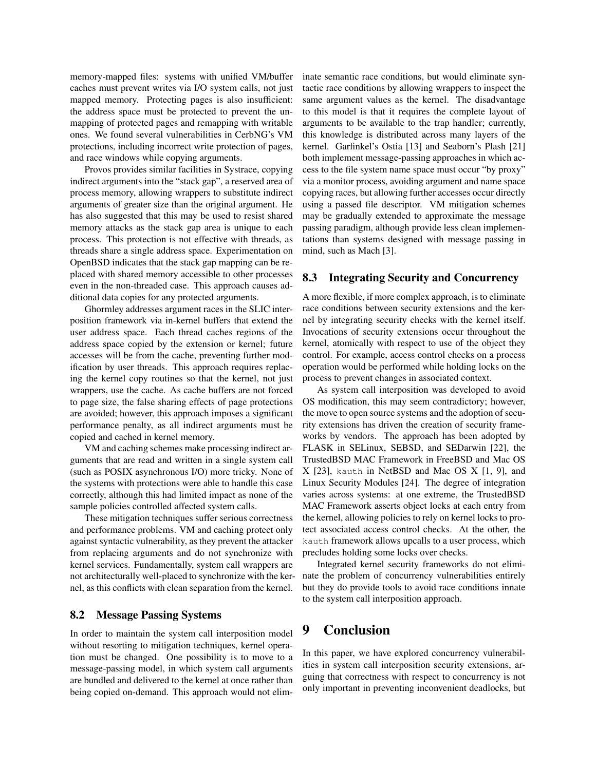memory-mapped files: systems with unified VM/buffer caches must prevent writes via I/O system calls, not just mapped memory. Protecting pages is also insufficient: the address space must be protected to prevent the unmapping of protected pages and remapping with writable ones. We found several vulnerabilities in CerbNG's VM protections, including incorrect write protection of pages, and race windows while copying arguments.

Provos provides similar facilities in Systrace, copying indirect arguments into the "stack gap", a reserved area of process memory, allowing wrappers to substitute indirect arguments of greater size than the original argument. He has also suggested that this may be used to resist shared memory attacks as the stack gap area is unique to each process. This protection is not effective with threads, as threads share a single address space. Experimentation on OpenBSD indicates that the stack gap mapping can be replaced with shared memory accessible to other processes even in the non-threaded case. This approach causes additional data copies for any protected arguments.

Ghormley addresses argument races in the SLIC interposition framework via in-kernel buffers that extend the user address space. Each thread caches regions of the address space copied by the extension or kernel; future accesses will be from the cache, preventing further modification by user threads. This approach requires replacing the kernel copy routines so that the kernel, not just wrappers, use the cache. As cache buffers are not forced to page size, the false sharing effects of page protections are avoided; however, this approach imposes a significant performance penalty, as all indirect arguments must be copied and cached in kernel memory.

VM and caching schemes make processing indirect arguments that are read and written in a single system call (such as POSIX asynchronous I/O) more tricky. None of the systems with protections were able to handle this case correctly, although this had limited impact as none of the sample policies controlled affected system calls.

These mitigation techniques suffer serious correctness and performance problems. VM and caching protect only against syntactic vulnerability, as they prevent the attacker from replacing arguments and do not synchronize with kernel services. Fundamentally, system call wrappers are not architecturally well-placed to synchronize with the kernel, as this conflicts with clean separation from the kernel.

### 8.2 Message Passing Systems

In order to maintain the system call interposition model without resorting to mitigation techniques, kernel operation must be changed. One possibility is to move to a message-passing model, in which system call arguments are bundled and delivered to the kernel at once rather than being copied on-demand. This approach would not eliminate semantic race conditions, but would eliminate syntactic race conditions by allowing wrappers to inspect the same argument values as the kernel. The disadvantage to this model is that it requires the complete layout of arguments to be available to the trap handler; currently, this knowledge is distributed across many layers of the kernel. Garfinkel's Ostia [13] and Seaborn's Plash [21] both implement message-passing approaches in which access to the file system name space must occur "by proxy" via a monitor process, avoiding argument and name space copying races, but allowing further accesses occur directly using a passed file descriptor. VM mitigation schemes may be gradually extended to approximate the message passing paradigm, although provide less clean implementations than systems designed with message passing in mind, such as Mach [3].

### 8.3 Integrating Security and Concurrency

A more flexible, if more complex approach, is to eliminate race conditions between security extensions and the kernel by integrating security checks with the kernel itself. Invocations of security extensions occur throughout the kernel, atomically with respect to use of the object they control. For example, access control checks on a process operation would be performed while holding locks on the process to prevent changes in associated context.

As system call interposition was developed to avoid OS modification, this may seem contradictory; however, the move to open source systems and the adoption of security extensions has driven the creation of security frameworks by vendors. The approach has been adopted by FLASK in SELinux, SEBSD, and SEDarwin [22], the TrustedBSD MAC Framework in FreeBSD and Mac OS X [23], `kauth` in NetBSD and Mac OS X [1, 9], and Linux Security Modules [24]. The degree of integration varies across systems: at one extreme, the TrustedBSD MAC Framework asserts object locks at each entry from the kernel, allowing policies to rely on kernel locks to protect associated access control checks. At the other, the `kauth` framework allows upcalls to a user process, which precludes holding some locks over checks.

Integrated kernel security frameworks do not eliminate the problem of concurrency vulnerabilities entirely but they do provide tools to avoid race conditions innate to the system call interposition approach.

## 9 Conclusion

In this paper, we have explored concurrency vulnerabilities in system call interposition security extensions, arguing that correctness with respect to concurrency is not only important in preventing inconvenient deadlocks, but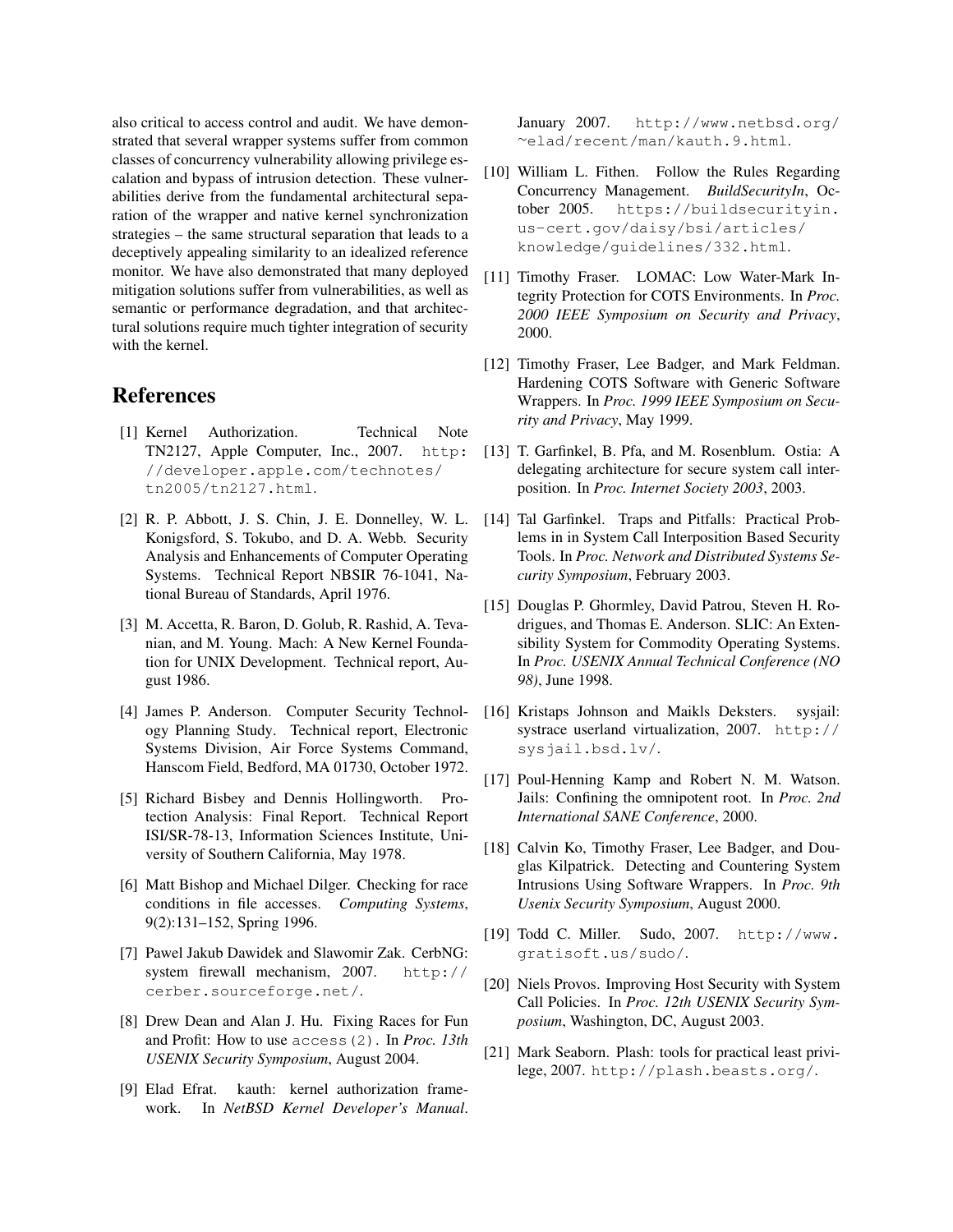also critical to access control and audit. We have demonstrated that several wrapper systems suffer from common classes of concurrency vulnerability allowing privilege escalation and bypass of intrusion detection. These vulnerabilities derive from the fundamental architectural separation of the wrapper and native kernel synchronization strategies – the same structural separation that leads to a deceptively appealing similarity to an idealized reference monitor. We have also demonstrated that many deployed mitigation solutions suffer from vulnerabilities, as well as semantic or performance degradation, and that architectural solutions require much tighter integration of security with the kernel.

## References

[1] Kernel Authorization. Technical Note TN2127, Apple Computer, Inc., 2007. `http://developer.apple.com/technotes/tn2005/tn2127.html`.

[2] R. P. Abbott, J. S. Chin, J. E. Donnelley, W. L. Konigsford, S. Tokubo, and D. A. Webb. Security Analysis and Enhancements of Computer Operating Systems. Technical Report NBSIR 76-1041, National Bureau of Standards, April 1976.

[3] M. Accetta, R. Baron, D. Golub, R. Rashid, A. Tevanian, and M. Young. Mach: A New Kernel Foundation for UNIX Development. Technical report, August 1986.

[4] James P. Anderson. Computer Security Technology Planning Study. Technical report, Electronic Systems Division, Air Force Systems Command, Hanscom Field, Bedford, MA 01730, October 1972.

[5] Richard Bisbey and Dennis Hollingworth. Protection Analysis: Final Report. Technical Report ISI/SR-78-13, Information Sciences Institute, University of Southern California, May 1978.

[6] Matt Bishop and Michael Dilger. Checking for race conditions in file accesses. *Computing Systems*, 9(2):131–152, Spring 1996.

[7] Pawel Jakub Dawidek and Slawomir Zak. CerbNG: system firewall mechanism, 2007. `http://cerber.sourceforge.net/`.

[8] Drew Dean and Alan J. Hu. Fixing Races for Fun and Profit: How to use `access(2)`. In *Proc. 13th USENIX Security Symposium*, August 2004.

[9] Elad Efrat. kauth: kernel authorization framework. In *NetBSD Kernel Developer's Manual*. January 2007. `http://www.netbsd.org/~elad/recent/man/kauth.9.html`.

[10] William L. Fithen. Follow the Rules Regarding Concurrency Management. *BuildSecurityIn*, October 2005. `https://buildsecurityin.us-cert.gov/daisy/bsi/articles/knowledge/guidelines/332.html`.

[11] Timothy Fraser. LOMAC: Low Water-Mark Integrity Protection for COTS Environments. In *Proc. 2000 IEEE Symposium on Security and Privacy*, 2000.

[12] Timothy Fraser, Lee Badger, and Mark Feldman. Hardening COTS Software with Generic Software Wrappers. In *Proc. 1999 IEEE Symposium on Security and Privacy*, May 1999.

[13] T. Garfinkel, B. Pfa, and M. Rosenblum. Ostia: A delegating architecture for secure system call interposition. In *Proc. Internet Society 2003*, 2003.

[14] Tal Garfinkel. Traps and Pitfalls: Practical Problems in in System Call Interposition Based Security Tools. In *Proc. Network and Distributed Systems Security Symposium*, February 2003.

[15] Douglas P. Ghormley, David Patrou, Steven H. Rodrigues, and Thomas E. Anderson. SLIC: An Extensibility System for Commodity Operating Systems. In *Proc. USENIX Annual Technical Conference (NO 98)*, June 1998.

[16] Kristaps Johnson and Maikls Deksters. sysjail: systrace userland virtualization, 2007. `http://sysjail.bsd.lv/`.

[17] Poul-Henning Kamp and Robert N. M. Watson. Jails: Confining the omnipotent root. In *Proc. 2nd International SANE Conference*, 2000.

[18] Calvin Ko, Timothy Fraser, Lee Badger, and Douglas Kilpatrick. Detecting and Countering System Intrusions Using Software Wrappers. In *Proc. 9th Usenix Security Symposium*, August 2000.

[19] Todd C. Miller. Sudo, 2007. `http://www.gratisoft.us/sudo/`.

[20] Niels Provos. Improving Host Security with System Call Policies. In *Proc. 12th USENIX Security Symposium*, Washington, DC, August 2003.

[21] Mark Seaborn. Plash: tools for practical least privilege, 2007. `http://plash.beasts.org/`.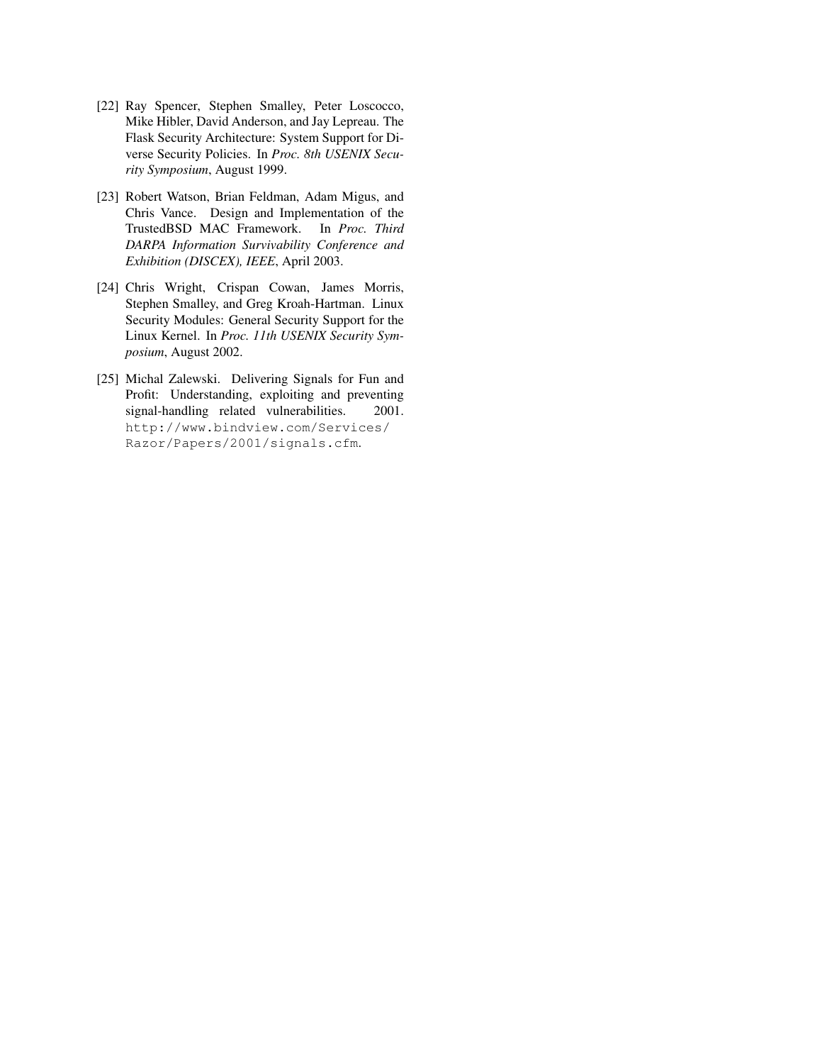[22] Ray Spencer, Stephen Smalley, Peter Loscocco, Mike Hibler, David Anderson, and Jay Lepreau. The Flask Security Architecture: System Support for Diverse Security Policies. In *Proc. 8th USENIX Security Symposium*, August 1999.

[23] Robert Watson, Brian Feldman, Adam Migus, and Chris Vance. Design and Implementation of the TrustedBSD MAC Framework. In *Proc. Third DARPA Information Survivability Conference and Exhibition (DISCEX), IEEE*, April 2003.

[24] Chris Wright, Crispan Cowan, James Morris, Stephen Smalley, and Greg Kroah-Hartman. Linux Security Modules: General Security Support for the Linux Kernel. In *Proc. 11th USENIX Security Symposium*, August 2002.

[25] Michal Zalewski. Delivering Signals for Fun and Profit: Understanding, exploiting and preventing signal-handling related vulnerabilities. 2001. `http://www.bindview.com/Services/Razor/Papers/2001/signals.cfm`.